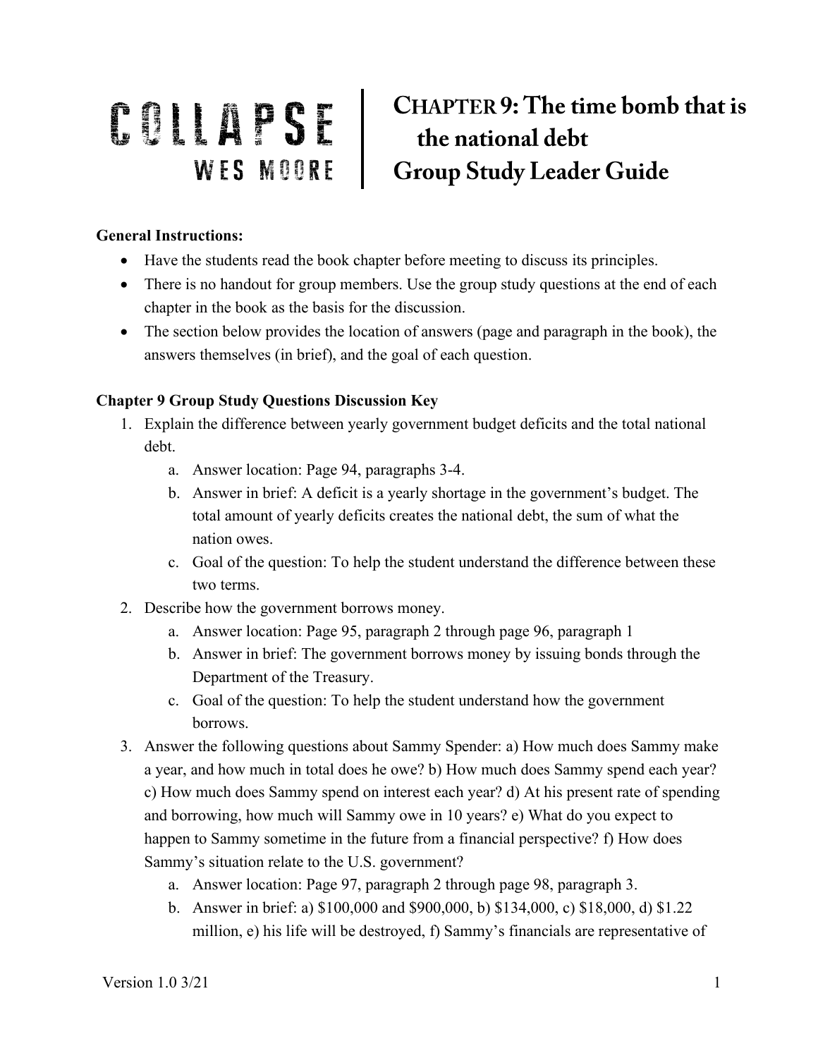# COLLAPSE
## WES MOORE

# CHAPTER 9: The time bomb that is the national debt
# Group Study Leader Guide

**General Instructions:**

- Have the students read the book chapter before meeting to discuss its principles.
- There is no handout for group members. Use the group study questions at the end of each chapter in the book as the basis for the discussion.
- The section below provides the location of answers (page and paragraph in the book), the answers themselves (in brief), and the goal of each question.

**Chapter 9 Group Study Questions Discussion Key**

1. Explain the difference between yearly government budget deficits and the total national debt.
    a. Answer location: Page 94, paragraphs 3-4.
    b. Answer in brief: A deficit is a yearly shortage in the government's budget. The total amount of yearly deficits creates the national debt, the sum of what the nation owes.
    c. Goal of the question: To help the student understand the difference between these two terms.
2. Describe how the government borrows money.
    a. Answer location: Page 95, paragraph 2 through page 96, paragraph 1
    b. Answer in brief: The government borrows money by issuing bonds through the Department of the Treasury.
    c. Goal of the question: To help the student understand how the government borrows.
3. Answer the following questions about Sammy Spender: a) How much does Sammy make a year, and how much in total does he owe? b) How much does Sammy spend each year? c) How much does Sammy spend on interest each year? d) At his present rate of spending and borrowing, how much will Sammy owe in 10 years? e) What do you expect to happen to Sammy sometime in the future from a financial perspective? f) How does Sammy's situation relate to the U.S. government?
    a. Answer location: Page 97, paragraph 2 through page 98, paragraph 3.
    b. Answer in brief: a) $100,000 and $900,000, b) $134,000, c) $18,000, d) $1.22 million, e) his life will be destroyed, f) Sammy's financials are representative of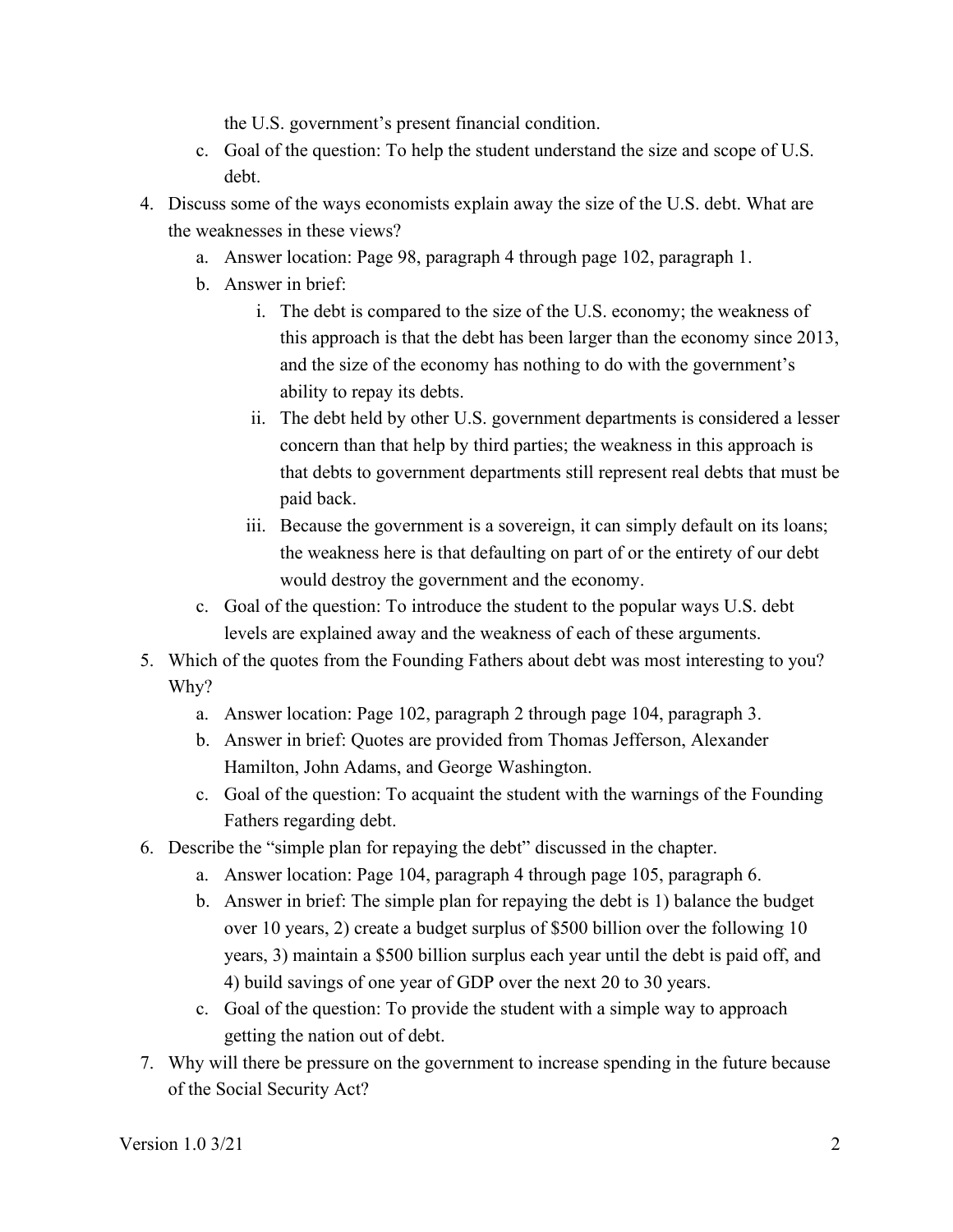the U.S. government's present financial condition.

   c. Goal of the question: To help the student understand the size and scope of U.S. debt.

4. Discuss some of the ways economists explain away the size of the U.S. debt. What are the weaknesses in these views?
   a. Answer location: Page 98, paragraph 4 through page 102, paragraph 1.
   b. Answer in brief:
      i. The debt is compared to the size of the U.S. economy; the weakness of this approach is that the debt has been larger than the economy since 2013, and the size of the economy has nothing to do with the government's ability to repay its debts.
      ii. The debt held by other U.S. government departments is considered a lesser concern than that help by third parties; the weakness in this approach is that debts to government departments still represent real debts that must be paid back.
      iii. Because the government is a sovereign, it can simply default on its loans; the weakness here is that defaulting on part of or the entirety of our debt would destroy the government and the economy.
   c. Goal of the question: To introduce the student to the popular ways U.S. debt levels are explained away and the weakness of each of these arguments.
5. Which of the quotes from the Founding Fathers about debt was most interesting to you? Why?
   a. Answer location: Page 102, paragraph 2 through page 104, paragraph 3.
   b. Answer in brief: Quotes are provided from Thomas Jefferson, Alexander Hamilton, John Adams, and George Washington.
   c. Goal of the question: To acquaint the student with the warnings of the Founding Fathers regarding debt.
6. Describe the "simple plan for repaying the debt" discussed in the chapter.
   a. Answer location: Page 104, paragraph 4 through page 105, paragraph 6.
   b. Answer in brief: The simple plan for repaying the debt is 1) balance the budget over 10 years, 2) create a budget surplus of $500 billion over the following 10 years, 3) maintain a $500 billion surplus each year until the debt is paid off, and 4) build savings of one year of GDP over the next 20 to 30 years.
   c. Goal of the question: To provide the student with a simple way to approach getting the nation out of debt.
7. Why will there be pressure on the government to increase spending in the future because of the Social Security Act?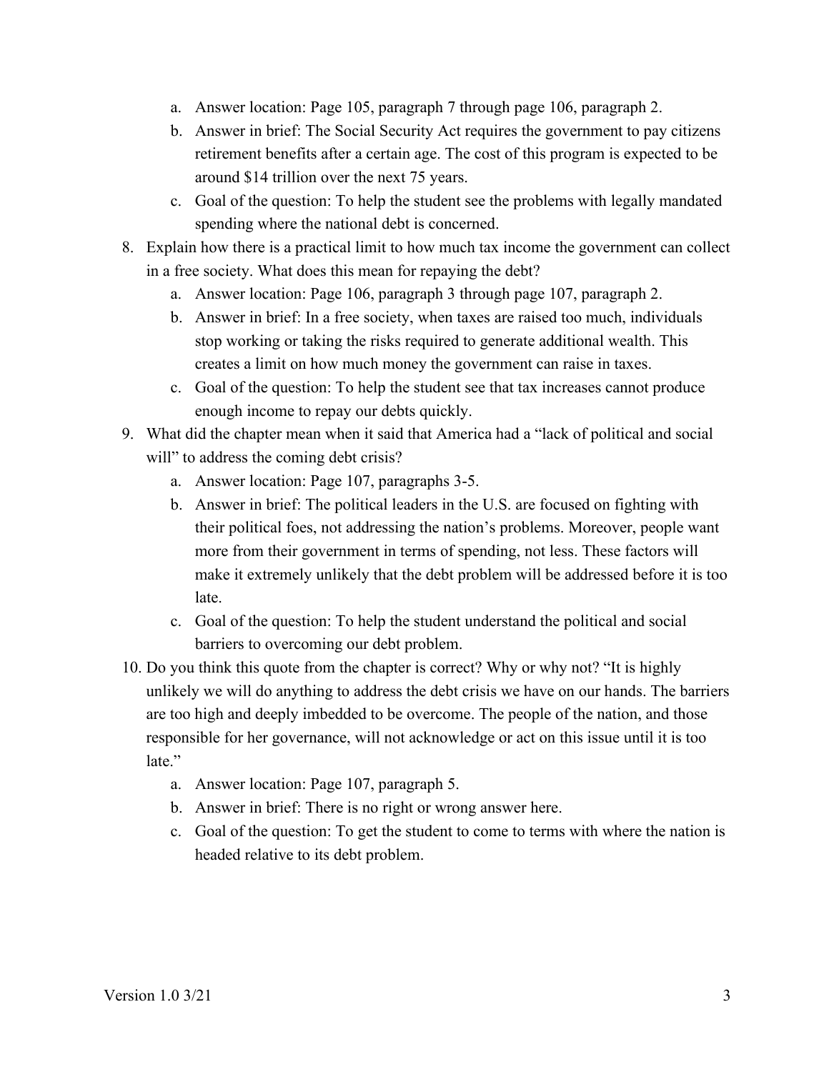a. Answer location: Page 105, paragraph 7 through page 106, paragraph 2.
   b. Answer in brief: The Social Security Act requires the government to pay citizens retirement benefits after a certain age. The cost of this program is expected to be around $14 trillion over the next 75 years.
   c. Goal of the question: To help the student see the problems with legally mandated spending where the national debt is concerned.

8. Explain how there is a practical limit to how much tax income the government can collect in a free society. What does this mean for repaying the debt?
   a. Answer location: Page 106, paragraph 3 through page 107, paragraph 2.
   b. Answer in brief: In a free society, when taxes are raised too much, individuals stop working or taking the risks required to generate additional wealth. This creates a limit on how much money the government can raise in taxes.
   c. Goal of the question: To help the student see that tax increases cannot produce enough income to repay our debts quickly.

9. What did the chapter mean when it said that America had a "lack of political and social will" to address the coming debt crisis?
   a. Answer location: Page 107, paragraphs 3-5.
   b. Answer in brief: The political leaders in the U.S. are focused on fighting with their political foes, not addressing the nation's problems. Moreover, people want more from their government in terms of spending, not less. These factors will make it extremely unlikely that the debt problem will be addressed before it is too late.
   c. Goal of the question: To help the student understand the political and social barriers to overcoming our debt problem.

10. Do you think this quote from the chapter is correct? Why or why not? "It is highly unlikely we will do anything to address the debt crisis we have on our hands. The barriers are too high and deeply imbedded to be overcome. The people of the nation, and those responsible for her governance, will not acknowledge or act on this issue until it is too late."
    a. Answer location: Page 107, paragraph 5.
    b. Answer in brief: There is no right or wrong answer here.
    c. Goal of the question: To get the student to come to terms with where the nation is headed relative to its debt problem.

Version 1.0 3/21